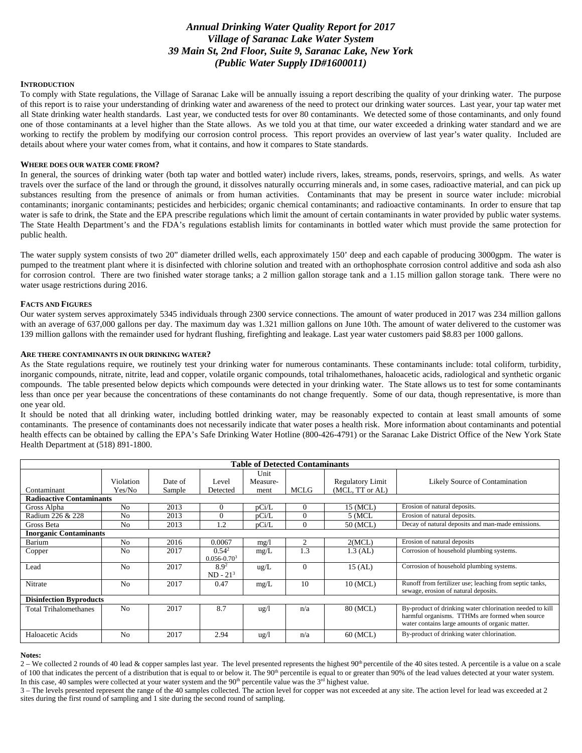# *Annual Drinking Water Quality Report for 2017*
# *Village of Saranac Lake Water System*
# *39 Main St, 2nd Floor, Suite 9, Saranac Lake, New York*
# *(Public Water Supply ID#1600011)*

**INTRODUCTION**

To comply with State regulations, the Village of Saranac Lake will be annually issuing a report describing the quality of your drinking water. The purpose of this report is to raise your understanding of drinking water and awareness of the need to protect our drinking water sources. Last year, your tap water met all State drinking water health standards. Last year, we conducted tests for over 80 contaminants. We detected some of those contaminants, and only found one of those contaminants at a level higher than the State allows. As we told you at that time, our water exceeded a drinking water standard and we are working to rectify the problem by modifying our corrosion control process. This report provides an overview of last year's water quality. Included are details about where your water comes from, what it contains, and how it compares to State standards.

**WHERE DOES OUR WATER COME FROM?**

In general, the sources of drinking water (both tap water and bottled water) include rivers, lakes, streams, ponds, reservoirs, springs, and wells. As water travels over the surface of the land or through the ground, it dissolves naturally occurring minerals and, in some cases, radioactive material, and can pick up substances resulting from the presence of animals or from human activities. Contaminants that may be present in source water include: microbial contaminants; inorganic contaminants; pesticides and herbicides; organic chemical contaminants; and radioactive contaminants. In order to ensure that tap water is safe to drink, the State and the EPA prescribe regulations which limit the amount of certain contaminants in water provided by public water systems. The State Health Department's and the FDA's regulations establish limits for contaminants in bottled water which must provide the same protection for public health.

The water supply system consists of two 20" diameter drilled wells, each approximately 150' deep and each capable of producing 3000gpm. The water is pumped to the treatment plant where it is disinfected with chlorine solution and treated with an orthophosphate corrosion control additive and soda ash also for corrosion control. There are two finished water storage tanks; a 2 million gallon storage tank and a 1.15 million gallon storage tank. There were no water usage restrictions during 2016.

**FACTS AND FIGURES**

Our water system serves approximately 5345 individuals through 2300 service connections. The amount of water produced in 2017 was 234 million gallons with an average of 637,000 gallons per day. The maximum day was 1.321 million gallons on June 10th. The amount of water delivered to the customer was 139 million gallons with the remainder used for hydrant flushing, firefighting and leakage. Last year water customers paid $8.83 per 1000 gallons.

**ARE THERE CONTAMINANTS IN OUR DRINKING WATER?**

As the State regulations require, we routinely test your drinking water for numerous contaminants. These contaminants include: total coliform, turbidity, inorganic compounds, nitrate, nitrite, lead and copper, volatile organic compounds, total trihalomethanes, haloacetic acids, radiological and synthetic organic compounds. The table presented below depicts which compounds were detected in your drinking water. The State allows us to test for some contaminants less than once per year because the concentrations of these contaminants do not change frequently. Some of our data, though representative, is more than one year old.

It should be noted that all drinking water, including bottled drinking water, may be reasonably expected to contain at least small amounts of some contaminants. The presence of contaminants does not necessarily indicate that water poses a health risk. More information about contaminants and potential health effects can be obtained by calling the EPA's Safe Drinking Water Hotline (800-426-4791) or the Saranac Lake District Office of the New York State Health Department at (518) 891-1800.

**Table of Detected Contaminants**

| Contaminant | Violation Yes/No | Date of Sample | Level Detected | Unit Measure-ment | MCLG | Regulatory Limit (MCL, TT or AL) | Likely Source of Contamination |
|---|---|---|---|---|---|---|---|
| **Radioactive Contaminants** | | | | | | | |
| Gross Alpha | No | 2013 | 0 | pCi/L | 0 | 15 (MCL) | Erosion of natural deposits. |
| Radium 226 & 228 | No | 2013 | 0 | pCi/L | 0 | 5 (MCL | Erosion of natural deposits. |
| Gross Beta | No | 2013 | 1.2 | pCi/L | 0 | 50 (MCL) | Decay of natural deposits and man-made emissions. |
| **Inorganic Contaminants** | | | | | | | |
| Barium | No | 2016 | 0.0067 | mg/l | 2 | 2(MCL) | Erosion of natural deposits |
| Copper | No | 2017 | 0.54[2] 0.056-0.70[3] | mg/L | 1.3 | 1.3 (AL) | Corrosion of household plumbing systems. |
| Lead | No | 2017 | 8.9[2] ND - 21[3] | ug/L | 0 | 15 (AL) | Corrosion of household plumbing systems. |
| Nitrate | No | 2017 | 0.47 | mg/L | 10 | 10 (MCL) | Runoff from fertilizer use; leaching from septic tanks, sewage, erosion of natural deposits. |
| **Disinfection Byproducts** | | | | | | | |
| Total Trihalomethanes | No | 2017 | 8.7 | ug/l | n/a | 80 (MCL) | By-product of drinking water chlorination needed to kill harmful organisms. TTHMs are formed when source water contains large amounts of organic matter. |
| Haloacetic Acids | No | 2017 | 2.94 | ug/l | n/a | 60 (MCL) | By-product of drinking water chlorination. |

**Notes:**

2 – We collected 2 rounds of 40 lead & copper samples last year. The level presented represents the highest 90th percentile of the 40 sites tested. A percentile is a value on a scale of 100 that indicates the percent of a distribution that is equal to or below it. The 90th percentile is equal to or greater than 90% of the lead values detected at your water system. In this case, 40 samples were collected at your water system and the 90th percentile value was the 3rd highest value.

3 – The levels presented represent the range of the 40 samples collected. The action level for copper was not exceeded at any site. The action level for lead was exceeded at 2 sites during the first round of sampling and 1 site during the second round of sampling.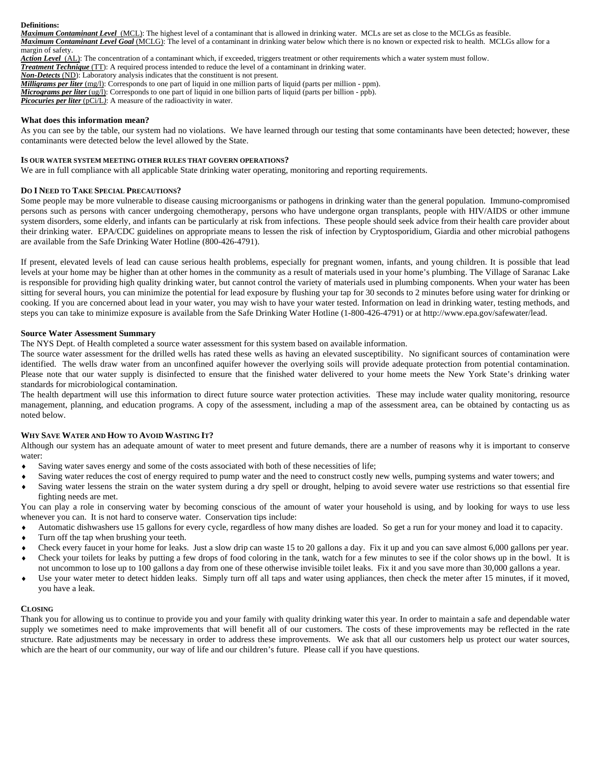**Definitions:**

***Maximum Contaminant Level*** (MCL): The highest level of a contaminant that is allowed in drinking water. MCLs are set as close to the MCLGs as feasible.
***Maximum Contaminant Level Goal*** (MCLG): The level of a contaminant in drinking water below which there is no known or expected risk to health. MCLGs allow for a margin of safety.
***Action Level*** (AL): The concentration of a contaminant which, if exceeded, triggers treatment or other requirements which a water system must follow.
***Treatment Technique*** (TT): A required process intended to reduce the level of a contaminant in drinking water.
***Non-Detects*** (ND): Laboratory analysis indicates that the constituent is not present.
***Milligrams per liter*** (mg/l): Corresponds to one part of liquid in one million parts of liquid (parts per million - ppm).
***Micrograms per liter*** (ug/l): Corresponds to one part of liquid in one billion parts of liquid (parts per billion - ppb).
***Picocuries per liter*** (pCi/L): A measure of the radioactivity in water.

### What does this information mean?

As you can see by the table, our system had no violations. We have learned through our testing that some contaminants have been detected; however, these contaminants were detected below the level allowed by the State.

### Is our water system meeting other rules that govern operations?

We are in full compliance with all applicable State drinking water operating, monitoring and reporting requirements.

### Do I Need to Take Special Precautions?

Some people may be more vulnerable to disease causing microorganisms or pathogens in drinking water than the general population. Immuno-compromised persons such as persons with cancer undergoing chemotherapy, persons who have undergone organ transplants, people with HIV/AIDS or other immune system disorders, some elderly, and infants can be particularly at risk from infections. These people should seek advice from their health care provider about their drinking water. EPA/CDC guidelines on appropriate means to lessen the risk of infection by Cryptosporidium, Giardia and other microbial pathogens are available from the Safe Drinking Water Hotline (800-426-4791).

If present, elevated levels of lead can cause serious health problems, especially for pregnant women, infants, and young children. It is possible that lead levels at your home may be higher than at other homes in the community as a result of materials used in your home's plumbing. The Village of Saranac Lake is responsible for providing high quality drinking water, but cannot control the variety of materials used in plumbing components. When your water has been sitting for several hours, you can minimize the potential for lead exposure by flushing your tap for 30 seconds to 2 minutes before using water for drinking or cooking. If you are concerned about lead in your water, you may wish to have your water tested. Information on lead in drinking water, testing methods, and steps you can take to minimize exposure is available from the Safe Drinking Water Hotline (1-800-426-4791) or at http://www.epa.gov/safewater/lead.

### Source Water Assessment Summary

The NYS Dept. of Health completed a source water assessment for this system based on available information.
The source water assessment for the drilled wells has rated these wells as having an elevated susceptibility. No significant sources of contamination were identified. The wells draw water from an unconfined aquifer however the overlying soils will provide adequate protection from potential contamination. Please note that our water supply is disinfected to ensure that the finished water delivered to your home meets the New York State's drinking water standards for microbiological contamination.
The health department will use this information to direct future source water protection activities. These may include water quality monitoring, resource management, planning, and education programs. A copy of the assessment, including a map of the assessment area, can be obtained by contacting us as noted below.

### Why Save Water and How to Avoid Wasting It?

Although our system has an adequate amount of water to meet present and future demands, there are a number of reasons why it is important to conserve water:

- Saving water saves energy and some of the costs associated with both of these necessities of life;
- Saving water reduces the cost of energy required to pump water and the need to construct costly new wells, pumping systems and water towers; and
- Saving water lessens the strain on the water system during a dry spell or drought, helping to avoid severe water use restrictions so that essential fire fighting needs are met.

You can play a role in conserving water by becoming conscious of the amount of water your household is using, and by looking for ways to use less whenever you can. It is not hard to conserve water. Conservation tips include:

- Automatic dishwashers use 15 gallons for every cycle, regardless of how many dishes are loaded. So get a run for your money and load it to capacity.
- Turn off the tap when brushing your teeth.
- Check every faucet in your home for leaks. Just a slow drip can waste 15 to 20 gallons a day. Fix it up and you can save almost 6,000 gallons per year.
- Check your toilets for leaks by putting a few drops of food coloring in the tank, watch for a few minutes to see if the color shows up in the bowl. It is not uncommon to lose up to 100 gallons a day from one of these otherwise invisible toilet leaks. Fix it and you save more than 30,000 gallons a year.
- Use your water meter to detect hidden leaks. Simply turn off all taps and water using appliances, then check the meter after 15 minutes, if it moved, you have a leak.

### Closing

Thank you for allowing us to continue to provide you and your family with quality drinking water this year. In order to maintain a safe and dependable water supply we sometimes need to make improvements that will benefit all of our customers. The costs of these improvements may be reflected in the rate structure. Rate adjustments may be necessary in order to address these improvements. We ask that all our customers help us protect our water sources, which are the heart of our community, our way of life and our children's future. Please call if you have questions.